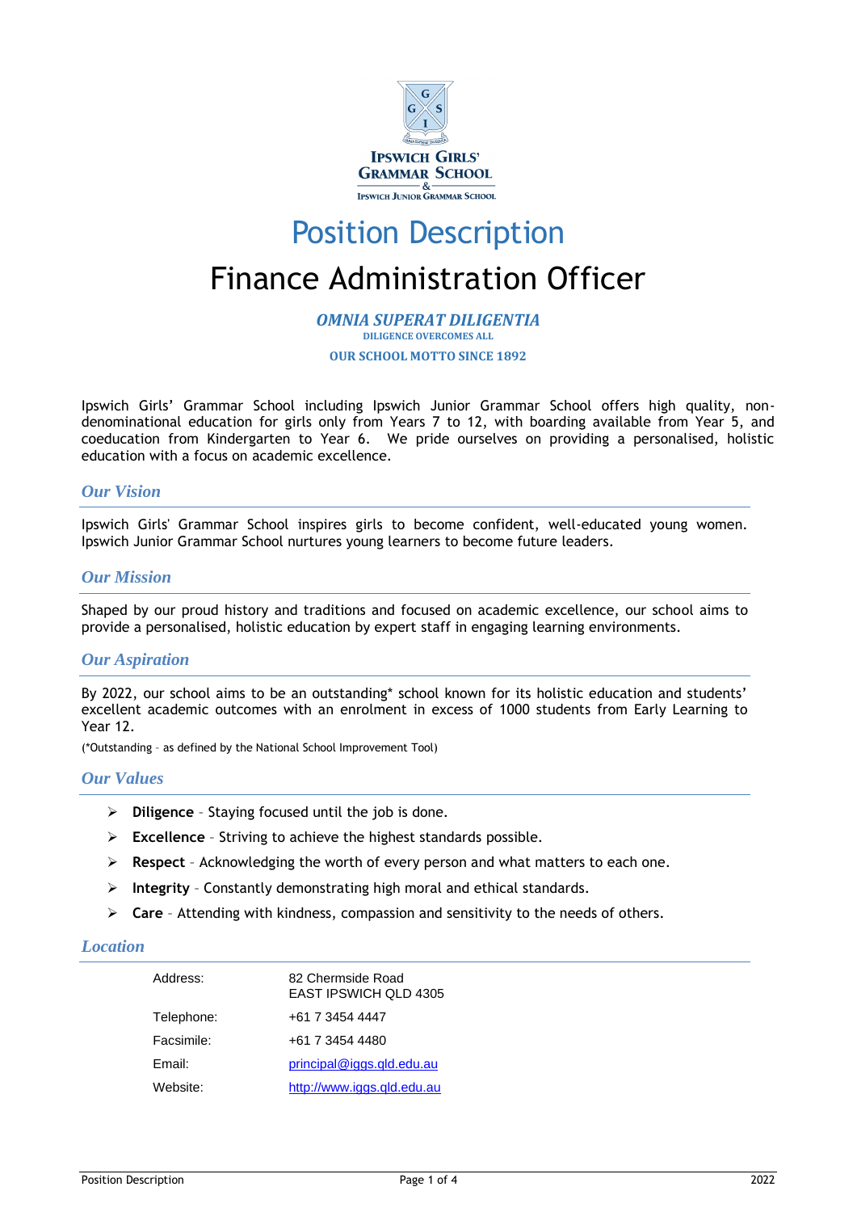# Position Description

# Finance Administration Officer

***OMNIA SUPERAT DILIGENTIA***
**DILIGENCE OVERCOMES ALL**
**OUR SCHOOL MOTTO SINCE 1892**

Ipswich Girls' Grammar School including Ipswich Junior Grammar School offers high quality, non-denominational education for girls only from Years 7 to 12, with boarding available from Year 5, and coeducation from Kindergarten to Year 6. We pride ourselves on providing a personalised, holistic education with a focus on academic excellence.

## *Our Vision*

Ipswich Girls' Grammar School inspires girls to become confident, well-educated young women. Ipswich Junior Grammar School nurtures young learners to become future leaders.

## *Our Mission*

Shaped by our proud history and traditions and focused on academic excellence, our school aims to provide a personalised, holistic education by expert staff in engaging learning environments.

## *Our Aspiration*

By 2022, our school aims to be an outstanding* school known for its holistic education and students' excellent academic outcomes with an enrolment in excess of 1000 students from Early Learning to Year 12.

(*Outstanding – as defined by the National School Improvement Tool)

## *Our Values*

- **Diligence** – Staying focused until the job is done.
- **Excellence** – Striving to achieve the highest standards possible.
- **Respect** – Acknowledging the worth of every person and what matters to each one.
- **Integrity** – Constantly demonstrating high moral and ethical standards.
- **Care** – Attending with kindness, compassion and sensitivity to the needs of others.

## *Location*

| | |
|---|---|
| Address: | 82 Chermside Road<br>EAST IPSWICH QLD 4305 |
| Telephone: | +61 7 3454 4447 |
| Facsimile: | +61 7 3454 4480 |
| Email: | principal@iggs.qld.edu.au |
| Website: | http://www.iggs.qld.edu.au |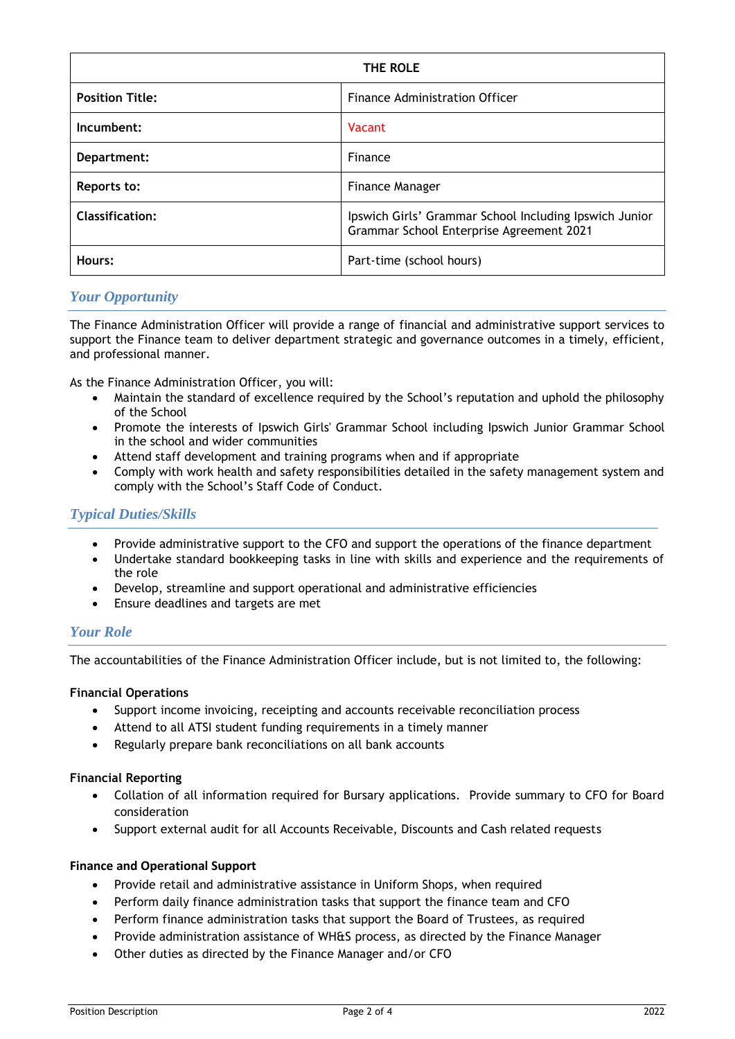| THE ROLE | |
|---|---|
| **Position Title:** | Finance Administration Officer |
| **Incumbent:** | Vacant |
| **Department:** | Finance |
| **Reports to:** | Finance Manager |
| **Classification:** | Ipswich Girls' Grammar School Including Ipswich Junior Grammar School Enterprise Agreement 2021 |
| **Hours:** | Part-time (school hours) |

## *Your Opportunity*

The Finance Administration Officer will provide a range of financial and administrative support services to support the Finance team to deliver department strategic and governance outcomes in a timely, efficient, and professional manner.

As the Finance Administration Officer, you will:

- Maintain the standard of excellence required by the School's reputation and uphold the philosophy of the School
- Promote the interests of Ipswich Girls' Grammar School including Ipswich Junior Grammar School in the school and wider communities
- Attend staff development and training programs when and if appropriate
- Comply with work health and safety responsibilities detailed in the safety management system and comply with the School's Staff Code of Conduct.

## *Typical Duties/Skills*

- Provide administrative support to the CFO and support the operations of the finance department
- Undertake standard bookkeeping tasks in line with skills and experience and the requirements of the role
- Develop, streamline and support operational and administrative efficiencies
- Ensure deadlines and targets are met

## *Your Role*

The accountabilities of the Finance Administration Officer include, but is not limited to, the following:

**Financial Operations**

- Support income invoicing, receipting and accounts receivable reconciliation process
- Attend to all ATSI student funding requirements in a timely manner
- Regularly prepare bank reconciliations on all bank accounts

**Financial Reporting**

- Collation of all information required for Bursary applications. Provide summary to CFO for Board consideration
- Support external audit for all Accounts Receivable, Discounts and Cash related requests

**Finance and Operational Support**

- Provide retail and administrative assistance in Uniform Shops, when required
- Perform daily finance administration tasks that support the finance team and CFO
- Perform finance administration tasks that support the Board of Trustees, as required
- Provide administration assistance of WH&S process, as directed by the Finance Manager
- Other duties as directed by the Finance Manager and/or CFO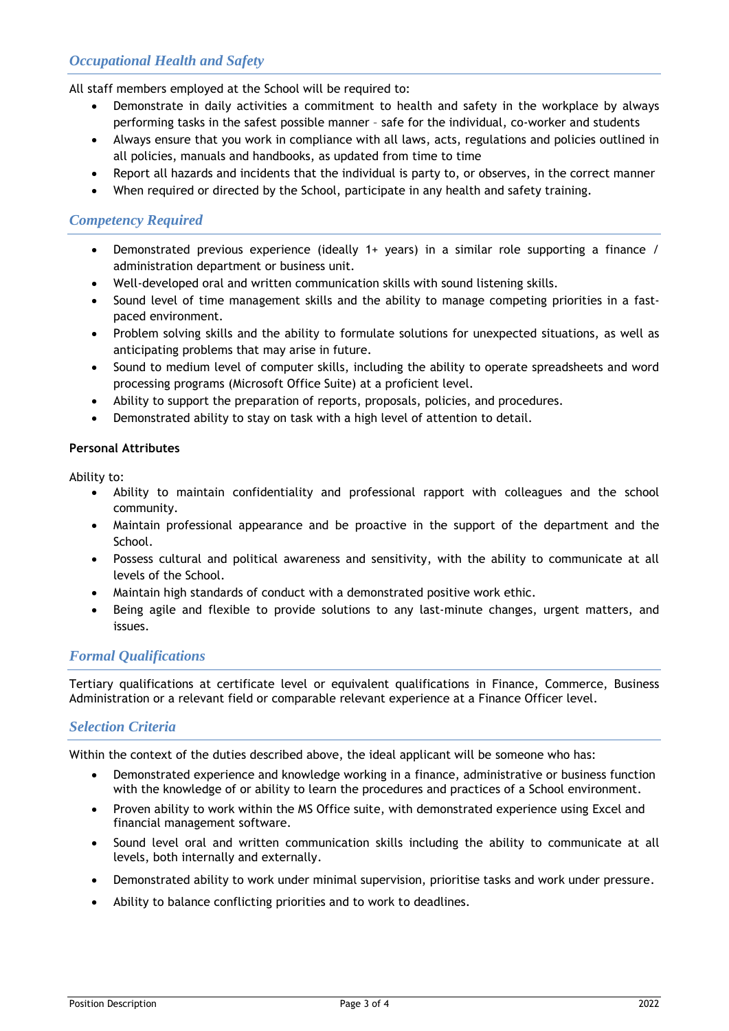## *Occupational Health and Safety*

All staff members employed at the School will be required to:

- Demonstrate in daily activities a commitment to health and safety in the workplace by always performing tasks in the safest possible manner – safe for the individual, co-worker and students
- Always ensure that you work in compliance with all laws, acts, regulations and policies outlined in all policies, manuals and handbooks, as updated from time to time
- Report all hazards and incidents that the individual is party to, or observes, in the correct manner
- When required or directed by the School, participate in any health and safety training.

## *Competency Required*

- Demonstrated previous experience (ideally 1+ years) in a similar role supporting a finance / administration department or business unit.
- Well-developed oral and written communication skills with sound listening skills.
- Sound level of time management skills and the ability to manage competing priorities in a fast-paced environment.
- Problem solving skills and the ability to formulate solutions for unexpected situations, as well as anticipating problems that may arise in future.
- Sound to medium level of computer skills, including the ability to operate spreadsheets and word processing programs (Microsoft Office Suite) at a proficient level.
- Ability to support the preparation of reports, proposals, policies, and procedures.
- Demonstrated ability to stay on task with a high level of attention to detail.

**Personal Attributes**

Ability to:

- Ability to maintain confidentiality and professional rapport with colleagues and the school community.
- Maintain professional appearance and be proactive in the support of the department and the School.
- Possess cultural and political awareness and sensitivity, with the ability to communicate at all levels of the School.
- Maintain high standards of conduct with a demonstrated positive work ethic.
- Being agile and flexible to provide solutions to any last-minute changes, urgent matters, and issues.

## *Formal Qualifications*

Tertiary qualifications at certificate level or equivalent qualifications in Finance, Commerce, Business Administration or a relevant field or comparable relevant experience at a Finance Officer level.

## *Selection Criteria*

Within the context of the duties described above, the ideal applicant will be someone who has:

- Demonstrated experience and knowledge working in a finance, administrative or business function with the knowledge of or ability to learn the procedures and practices of a School environment.
- Proven ability to work within the MS Office suite, with demonstrated experience using Excel and financial management software.
- Sound level oral and written communication skills including the ability to communicate at all levels, both internally and externally.
- Demonstrated ability to work under minimal supervision, prioritise tasks and work under pressure.
- Ability to balance conflicting priorities and to work to deadlines.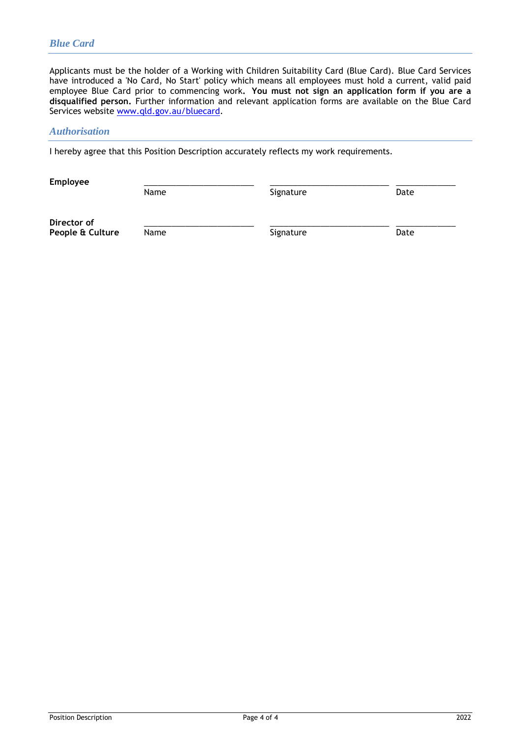## *Blue Card*

Applicants must be the holder of a Working with Children Suitability Card (Blue Card). Blue Card Services have introduced a 'No Card, No Start' policy which means all employees must hold a current, valid paid employee Blue Card prior to commencing work**. You must not sign an application form if you are a disqualified person.** Further information and relevant application forms are available on the Blue Card Services website [www.qld.gov.au/bluecard](http://www.qld.gov.au/bluecard).

## *Authorisation*

I hereby agree that this Position Description accurately reflects my work requirements.

| | | | |
|---|---|---|---|
| **Employee** | ______________________<br>Name | ________________________<br>Signature | ____________<br>Date |
| **Director of People & Culture** | ______________________<br>Name | ________________________<br>Signature | ____________<br>Date |